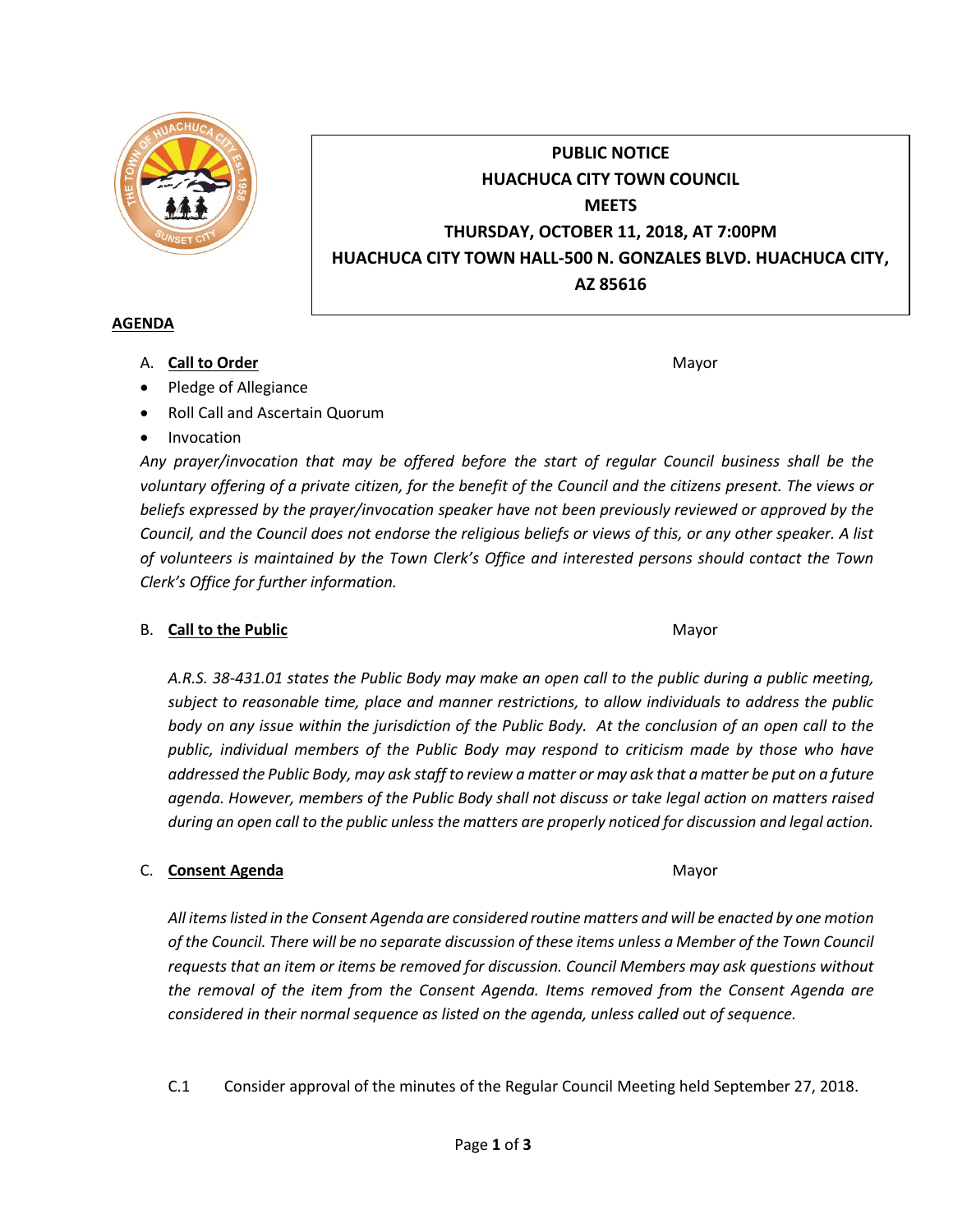**PUBLIC NOTICE**
**HUACHUCA CITY TOWN COUNCIL**
**MEETS**
**THURSDAY, OCTOBER 11, 2018, AT 7:00PM**
**HUACHUCA CITY TOWN HALL-500 N. GONZALES BLVD. HUACHUCA CITY, AZ 85616**

## AGENDA

A. **Call to Order** — Mayor

- Pledge of Allegiance
- Roll Call and Ascertain Quorum
- Invocation

*Any prayer/invocation that may be offered before the start of regular Council business shall be the voluntary offering of a private citizen, for the benefit of the Council and the citizens present. The views or beliefs expressed by the prayer/invocation speaker have not been previously reviewed or approved by the Council, and the Council does not endorse the religious beliefs or views of this, or any other speaker. A list of volunteers is maintained by the Town Clerk's Office and interested persons should contact the Town Clerk's Office for further information.*

B. **Call to the Public** — Mayor

*A.R.S. 38-431.01 states the Public Body may make an open call to the public during a public meeting, subject to reasonable time, place and manner restrictions, to allow individuals to address the public body on any issue within the jurisdiction of the Public Body. At the conclusion of an open call to the public, individual members of the Public Body may respond to criticism made by those who have addressed the Public Body, may ask staff to review a matter or may ask that a matter be put on a future agenda. However, members of the Public Body shall not discuss or take legal action on matters raised during an open call to the public unless the matters are properly noticed for discussion and legal action.*

C. **Consent Agenda** — Mayor

*All items listed in the Consent Agenda are considered routine matters and will be enacted by one motion of the Council. There will be no separate discussion of these items unless a Member of the Town Council requests that an item or items be removed for discussion. Council Members may ask questions without the removal of the item from the Consent Agenda. Items removed from the Consent Agenda are considered in their normal sequence as listed on the agenda, unless called out of sequence.*

C.1 Consider approval of the minutes of the Regular Council Meeting held September 27, 2018.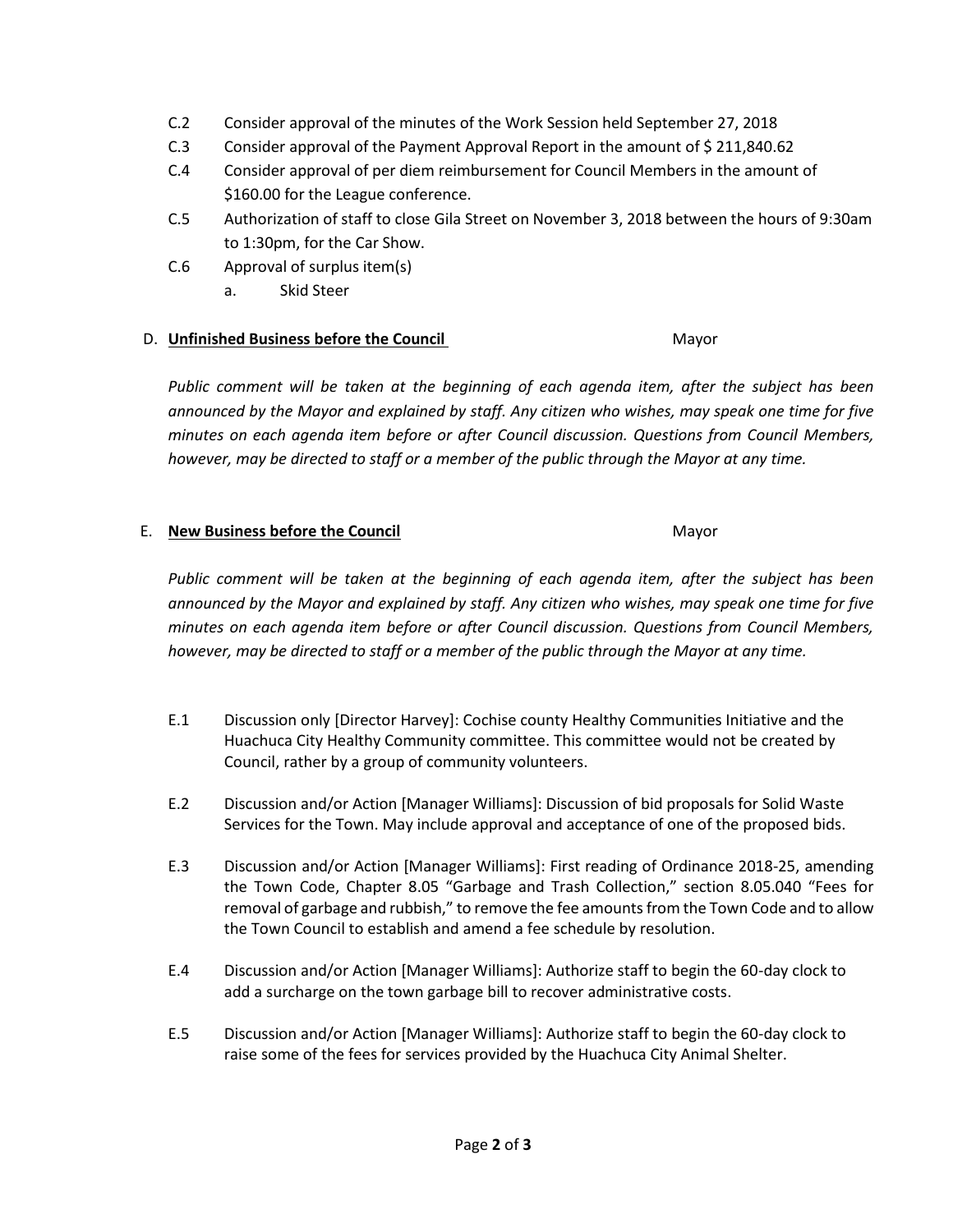- C.2 Consider approval of the minutes of the Work Session held September 27, 2018
- C.3 Consider approval of the Payment Approval Report in the amount of $ 211,840.62
- C.4 Consider approval of per diem reimbursement for Council Members in the amount of $160.00 for the League conference.
- C.5 Authorization of staff to close Gila Street on November 3, 2018 between the hours of 9:30am to 1:30pm, for the Car Show.
- C.6 Approval of surplus item(s)
  - a. Skid Steer

D. **Unfinished Business before the Council** Mayor

*Public comment will be taken at the beginning of each agenda item, after the subject has been announced by the Mayor and explained by staff. Any citizen who wishes, may speak one time for five minutes on each agenda item before or after Council discussion. Questions from Council Members, however, may be directed to staff or a member of the public through the Mayor at any time.*

E. **New Business before the Council** Mayor

*Public comment will be taken at the beginning of each agenda item, after the subject has been announced by the Mayor and explained by staff. Any citizen who wishes, may speak one time for five minutes on each agenda item before or after Council discussion. Questions from Council Members, however, may be directed to staff or a member of the public through the Mayor at any time.*

- E.1 Discussion only [Director Harvey]: Cochise county Healthy Communities Initiative and the Huachuca City Healthy Community committee. This committee would not be created by Council, rather by a group of community volunteers.

- E.2 Discussion and/or Action [Manager Williams]: Discussion of bid proposals for Solid Waste Services for the Town. May include approval and acceptance of one of the proposed bids.

- E.3 Discussion and/or Action [Manager Williams]: First reading of Ordinance 2018-25, amending the Town Code, Chapter 8.05 "Garbage and Trash Collection," section 8.05.040 "Fees for removal of garbage and rubbish," to remove the fee amounts from the Town Code and to allow the Town Council to establish and amend a fee schedule by resolution.

- E.4 Discussion and/or Action [Manager Williams]: Authorize staff to begin the 60-day clock to add a surcharge on the town garbage bill to recover administrative costs.

- E.5 Discussion and/or Action [Manager Williams]: Authorize staff to begin the 60-day clock to raise some of the fees for services provided by the Huachuca City Animal Shelter.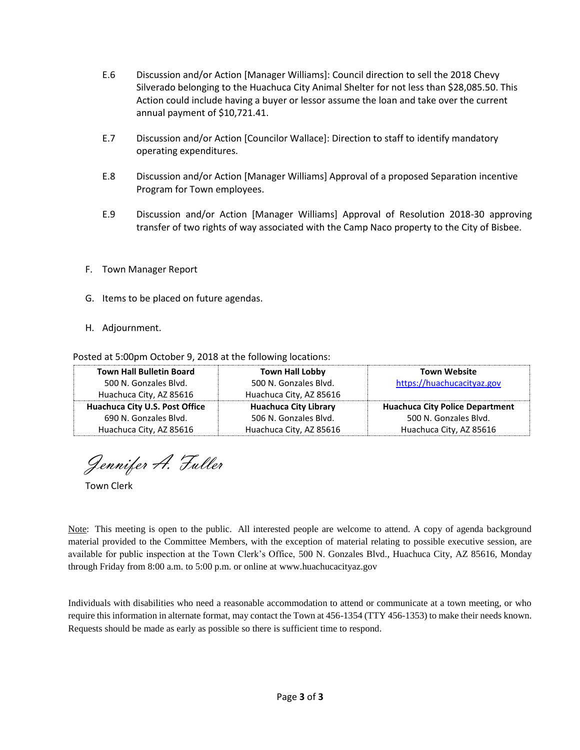E.6 Discussion and/or Action [Manager Williams]: Council direction to sell the 2018 Chevy Silverado belonging to the Huachuca City Animal Shelter for not less than $28,085.50. This Action could include having a buyer or lessor assume the loan and take over the current annual payment of $10,721.41.

E.7 Discussion and/or Action [Councilor Wallace]: Direction to staff to identify mandatory operating expenditures.

E.8 Discussion and/or Action [Manager Williams] Approval of a proposed Separation incentive Program for Town employees.

E.9 Discussion and/or Action [Manager Williams] Approval of Resolution 2018-30 approving transfer of two rights of way associated with the Camp Naco property to the City of Bisbee.

F. Town Manager Report

G. Items to be placed on future agendas.

H. Adjournment.

Posted at 5:00pm October 9, 2018 at the following locations:

| | | |
|---|---|---|
| **Town Hall Bulletin Board**<br>500 N. Gonzales Blvd.<br>Huachuca City, AZ 85616 | **Town Hall Lobby**<br>500 N. Gonzales Blvd.<br>Huachuca City, AZ 85616 | **Town Website**<br>https://huachucacityaz.gov |
| **Huachuca City U.S. Post Office**<br>690 N. Gonzales Blvd.<br>Huachuca City, AZ 85616 | **Huachuca City Library**<br>506 N. Gonzales Blvd.<br>Huachuca City, AZ 85616 | **Huachuca City Police Department**<br>500 N. Gonzales Blvd.<br>Huachuca City, AZ 85616 |

*Jennifer A. Fuller*

Town Clerk

Note: This meeting is open to the public. All interested people are welcome to attend. A copy of agenda background material provided to the Committee Members, with the exception of material relating to possible executive session, are available for public inspection at the Town Clerk's Office, 500 N. Gonzales Blvd., Huachuca City, AZ 85616, Monday through Friday from 8:00 a.m. to 5:00 p.m. or online at www.huachucacityaz.gov

Individuals with disabilities who need a reasonable accommodation to attend or communicate at a town meeting, or who require this information in alternate format, may contact the Town at 456-1354 (TTY 456-1353) to make their needs known. Requests should be made as early as possible so there is sufficient time to respond.